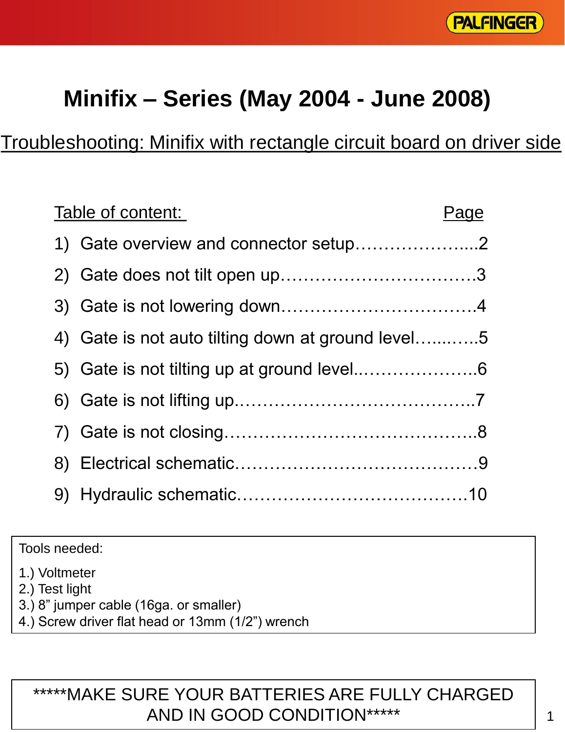# Minifix – Series (May 2004 - June 2008)

## Troubleshooting: Minifix with rectangle circuit board on driver side

| Table of content: | Page |
|---|---|
| 1) Gate overview and connector setup | 2 |
| 2) Gate does not tilt open up | 3 |
| 3) Gate is not lowering down | 4 |
| 4) Gate is not auto tilting down at ground level | 5 |
| 5) Gate is not tilting up at ground level | 6 |
| 6) Gate is not lifting up | 7 |
| 7) Gate is not closing | 8 |
| 8) Electrical schematic | 9 |
| 9) Hydraulic schematic | 10 |

Tools needed:

1.) Voltmeter
2.) Test light
3.) 8” jumper cable (16ga. or smaller)
4.) Screw driver flat head or 13mm (1/2”) wrench

*****MAKE SURE YOUR BATTERIES ARE FULLY CHARGED AND IN GOOD CONDITION*****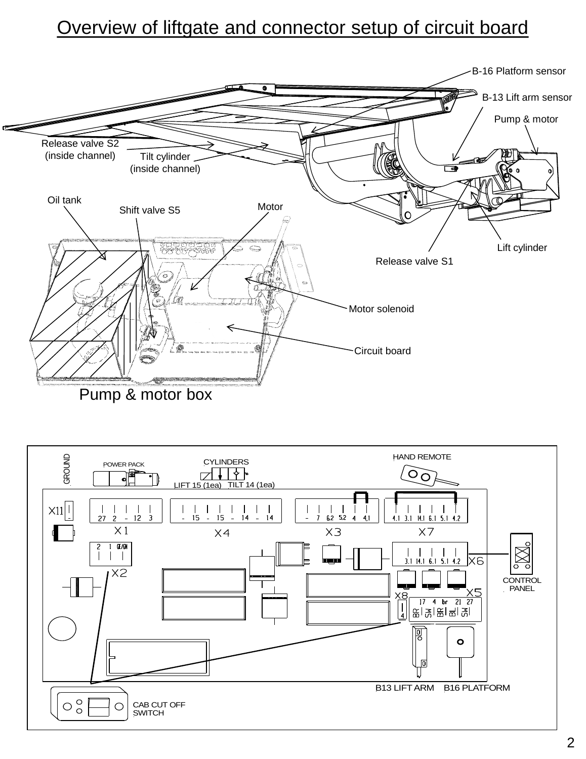# Overview of liftgate and connector setup of circuit board

B-16 Platform sensor

B-13 Lift arm sensor

Pump & motor

Release valve S2 (inside channel)

Tilt cylinder (inside channel)

Oil tank

Shift valve S5

Motor

Lift cylinder

Release valve S1

Motor solenoid

Circuit board

Pump & motor box

GROUND

POWER PACK

CYLINDERS

LIFT 15 (1ea) TILT 14 (1ea)

HAND REMOTE

X11 | -

X1 | 27 2 - 12 3

X4 | - 15 - 15 - 14 - 14

X3 | - 7 6.2 5.2 4 4.1

X7 | 4.1 3.1 14.1 6.1 5.1 4.2

X2 | 2 1 GE/GN

X6 | 3.1 14.1 6.1 5.1 4.2

CONTROL PANEL

X8 | 4

X5 | 17 4 br 21 27 | BR SW BR BL SW

B13 LIFT ARM B16 PLATFORM

CAB CUT OFF SWITCH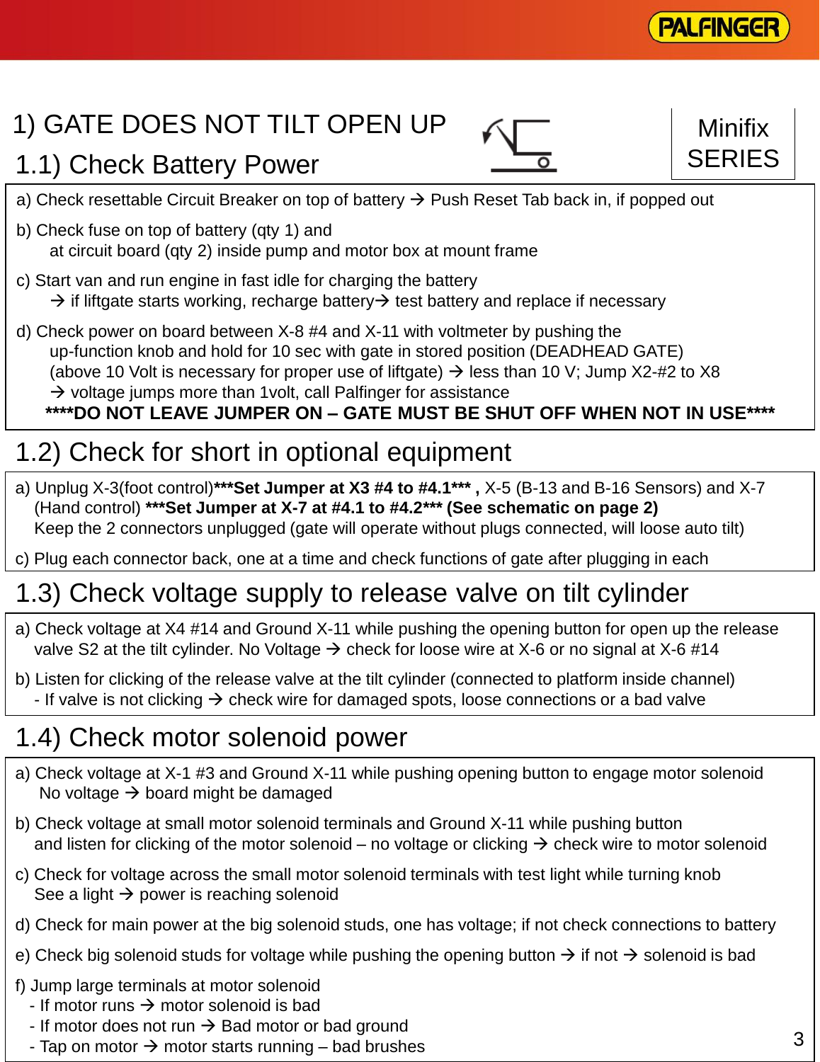Minifix SERIES

# 1) GATE DOES NOT TILT OPEN UP

## 1.1) Check Battery Power

a) Check resettable Circuit Breaker on top of battery → Push Reset Tab back in, if popped out

b) Check fuse on top of battery (qty 1) and
at circuit board (qty 2) inside pump and motor box at mount frame

c) Start van and run engine in fast idle for charging the battery
→ if liftgate starts working, recharge battery→ test battery and replace if necessary

d) Check power on board between X-8 #4 and X-11 with voltmeter by pushing the
up-function knob and hold for 10 sec with gate in stored position (DEADHEAD GATE)
(above 10 Volt is necessary for proper use of liftgate) → less than 10 V; Jump X2-#2 to X8
→ voltage jumps more than 1volt, call Palfinger for assistance

**\*\*\*\*DO NOT LEAVE JUMPER ON – GATE MUST BE SHUT OFF WHEN NOT IN USE\*\*\*\***

## 1.2) Check for short in optional equipment

a) Unplug X-3(foot control)**\*\*\*Set Jumper at X3 #4 to #4.1\*\*\* ,** X-5 (B-13 and B-16 Sensors) and X-7 (Hand control) **\*\*\*Set Jumper at X-7 at #4.1 to #4.2\*\*\* (See schematic on page 2)**
Keep the 2 connectors unplugged (gate will operate without plugs connected, will loose auto tilt)

c) Plug each connector back, one at a time and check functions of gate after plugging in each

## 1.3) Check voltage supply to release valve on tilt cylinder

a) Check voltage at X4 #14 and Ground X-11 while pushing the opening button for open up the release valve S2 at the tilt cylinder. No Voltage → check for loose wire at X-6 or no signal at X-6 #14

b) Listen for clicking of the release valve at the tilt cylinder (connected to platform inside channel)
- If valve is not clicking → check wire for damaged spots, loose connections or a bad valve

## 1.4) Check motor solenoid power

a) Check voltage at X-1 #3 and Ground X-11 while pushing opening button to engage motor solenoid
No voltage → board might be damaged

b) Check voltage at small motor solenoid terminals and Ground X-11 while pushing button and listen for clicking of the motor solenoid – no voltage or clicking → check wire to motor solenoid

c) Check for voltage across the small motor solenoid terminals with test light while turning knob
See a light → power is reaching solenoid

d) Check for main power at the big solenoid studs, one has voltage; if not check connections to battery

e) Check big solenoid studs for voltage while pushing the opening button → if not → solenoid is bad

f) Jump large terminals at motor solenoid
- If motor runs → motor solenoid is bad
- If motor does not run → Bad motor or bad ground
- Tap on motor → motor starts running – bad brushes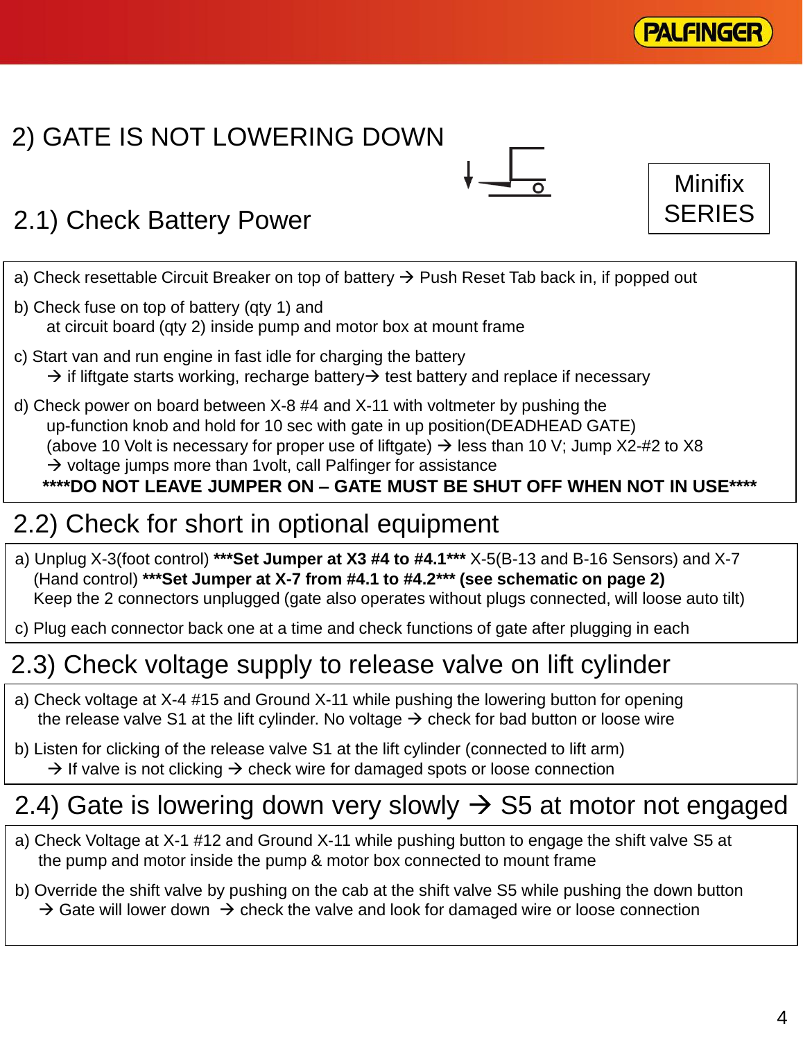# 2) GATE IS NOT LOWERING DOWN

Minifix SERIES

## 2.1) Check Battery Power

a) Check resettable Circuit Breaker on top of battery → Push Reset Tab back in, if popped out

b) Check fuse on top of battery (qty 1) and
at circuit board (qty 2) inside pump and motor box at mount frame

c) Start van and run engine in fast idle for charging the battery
→ if liftgate starts working, recharge battery→ test battery and replace if necessary

d) Check power on board between X-8 #4 and X-11 with voltmeter by pushing the
up-function knob and hold for 10 sec with gate in up position(DEADHEAD GATE)
(above 10 Volt is necessary for proper use of liftgate) → less than 10 V; Jump X2-#2 to X8
→ voltage jumps more than 1volt, call Palfinger for assistance

**\*\*\*\*DO NOT LEAVE JUMPER ON – GATE MUST BE SHUT OFF WHEN NOT IN USE\*\*\*\***

## 2.2) Check for short in optional equipment

a) Unplug X-3(foot control) **\*\*\*Set Jumper at X3 #4 to #4.1\*\*\*** X-5(B-13 and B-16 Sensors) and X-7 (Hand control) **\*\*\*Set Jumper at X-7 from #4.1 to #4.2\*\*\* (see schematic on page 2)**
Keep the 2 connectors unplugged (gate also operates without plugs connected, will loose auto tilt)

c) Plug each connector back one at a time and check functions of gate after plugging in each

## 2.3) Check voltage supply to release valve on lift cylinder

a) Check voltage at X-4 #15 and Ground X-11 while pushing the lowering button for opening
the release valve S1 at the lift cylinder. No voltage → check for bad button or loose wire

b) Listen for clicking of the release valve S1 at the lift cylinder (connected to lift arm)
→ If valve is not clicking → check wire for damaged spots or loose connection

## 2.4) Gate is lowering down very slowly → S5 at motor not engaged

a) Check Voltage at X-1 #12 and Ground X-11 while pushing button to engage the shift valve S5 at
the pump and motor inside the pump & motor box connected to mount frame

b) Override the shift valve by pushing on the cab at the shift valve S5 while pushing the down button
→ Gate will lower down → check the valve and look for damaged wire or loose connection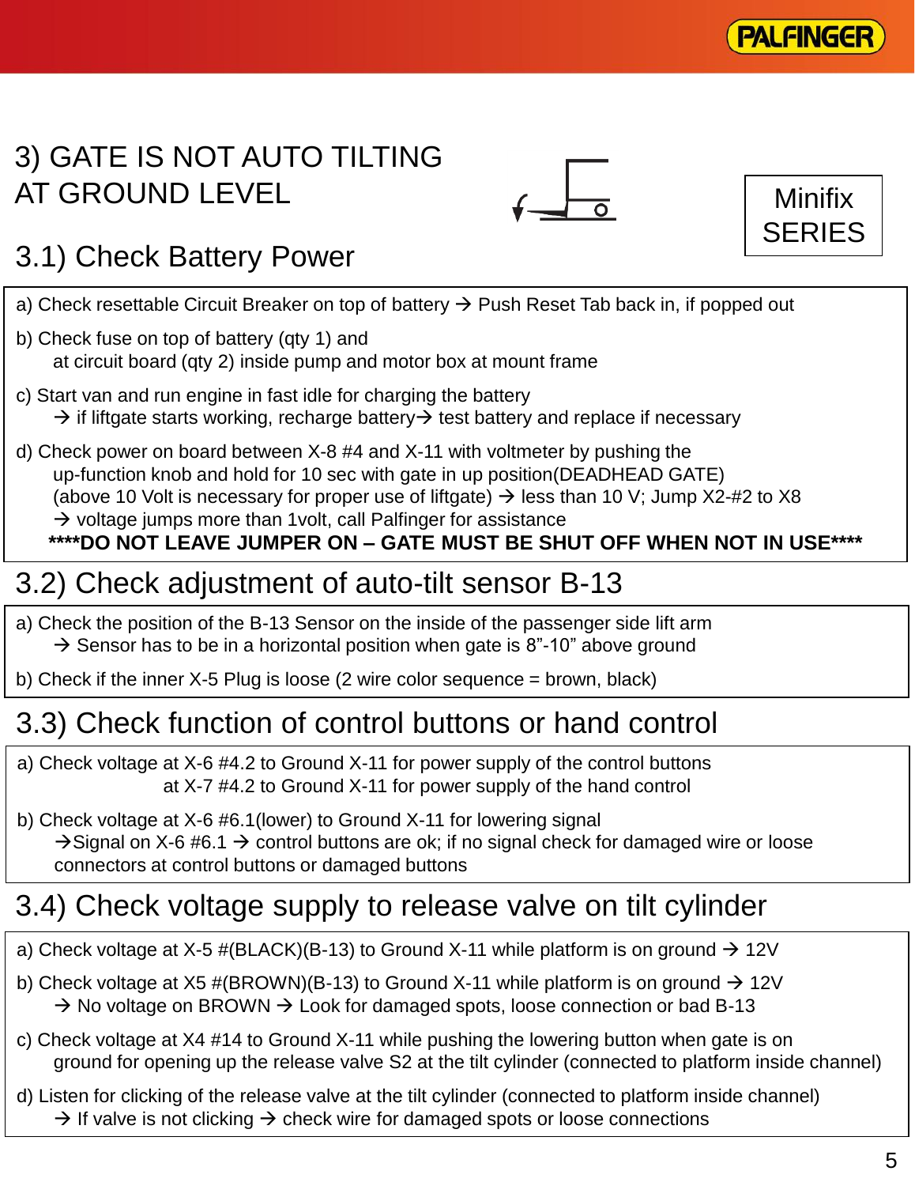# 3) GATE IS NOT AUTO TILTING AT GROUND LEVEL

Minifix SERIES

## 3.1) Check Battery Power

a) Check resettable Circuit Breaker on top of battery → Push Reset Tab back in, if popped out

b) Check fuse on top of battery (qty 1) and
at circuit board (qty 2) inside pump and motor box at mount frame

c) Start van and run engine in fast idle for charging the battery
→ if liftgate starts working, recharge battery→ test battery and replace if necessary

d) Check power on board between X-8 #4 and X-11 with voltmeter by pushing the
up-function knob and hold for 10 sec with gate in up position(DEADHEAD GATE)
(above 10 Volt is necessary for proper use of liftgate) → less than 10 V; Jump X2-#2 to X8
→ voltage jumps more than 1volt, call Palfinger for assistance
**\*\*\*\*DO NOT LEAVE JUMPER ON – GATE MUST BE SHUT OFF WHEN NOT IN USE\*\*\*\***

## 3.2) Check adjustment of auto-tilt sensor B-13

a) Check the position of the B-13 Sensor on the inside of the passenger side lift arm
→ Sensor has to be in a horizontal position when gate is 8”-10” above ground

b) Check if the inner X-5 Plug is loose (2 wire color sequence = brown, black)

## 3.3) Check function of control buttons or hand control

a) Check voltage at X-6 #4.2 to Ground X-11 for power supply of the control buttons
at X-7 #4.2 to Ground X-11 for power supply of the hand control

b) Check voltage at X-6 #6.1(lower) to Ground X-11 for lowering signal
→Signal on X-6 #6.1 → control buttons are ok; if no signal check for damaged wire or loose connectors at control buttons or damaged buttons

## 3.4) Check voltage supply to release valve on tilt cylinder

a) Check voltage at X-5 #(BLACK)(B-13) to Ground X-11 while platform is on ground → 12V

b) Check voltage at X5 #(BROWN)(B-13) to Ground X-11 while platform is on ground → 12V
→ No voltage on BROWN → Look for damaged spots, loose connection or bad B-13

c) Check voltage at X4 #14 to Ground X-11 while pushing the lowering button when gate is on
ground for opening up the release valve S2 at the tilt cylinder (connected to platform inside channel)

d) Listen for clicking of the release valve at the tilt cylinder (connected to platform inside channel)
→ If valve is not clicking → check wire for damaged spots or loose connections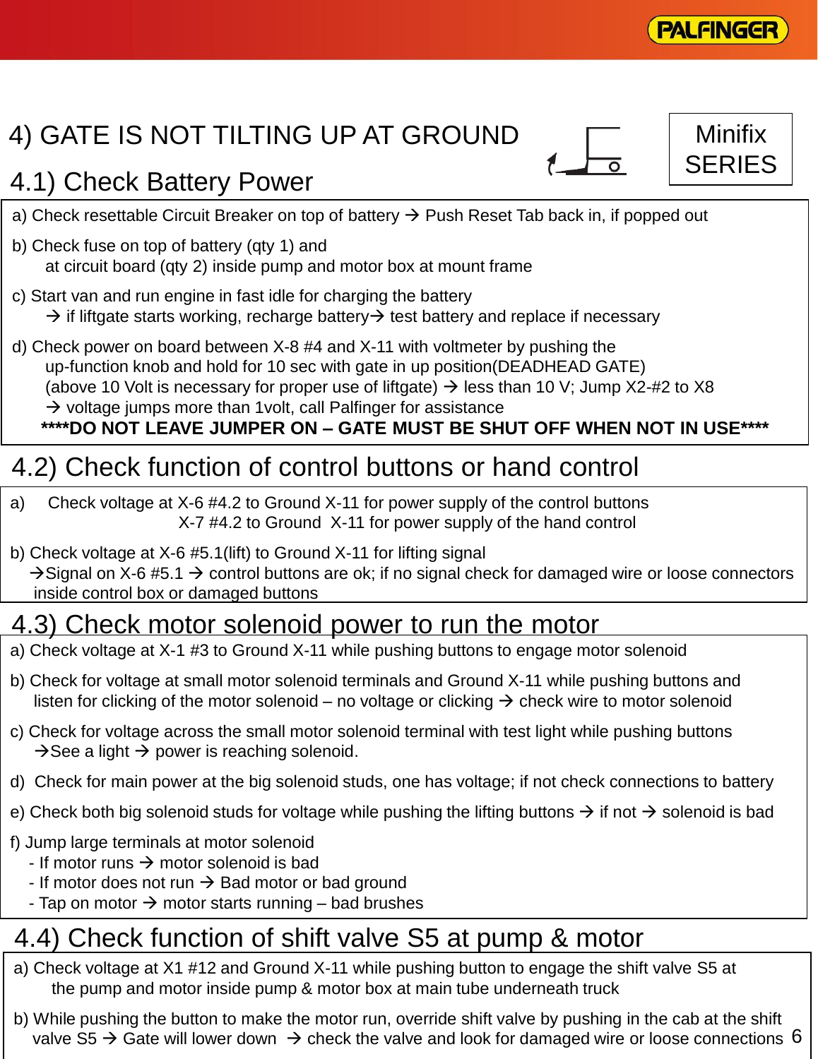Minifix SERIES

# 4) GATE IS NOT TILTING UP AT GROUND

## 4.1) Check Battery Power

a) Check resettable Circuit Breaker on top of battery → Push Reset Tab back in, if popped out

b) Check fuse on top of battery (qty 1) and
   at circuit board (qty 2) inside pump and motor box at mount frame

c) Start van and run engine in fast idle for charging the battery
   → if liftgate starts working, recharge battery→ test battery and replace if necessary

d) Check power on board between X-8 #4 and X-11 with voltmeter by pushing the
   up-function knob and hold for 10 sec with gate in up position(DEADHEAD GATE)
   (above 10 Volt is necessary for proper use of liftgate) → less than 10 V; Jump X2-#2 to X8
   → voltage jumps more than 1volt, call Palfinger for assistance

**\*\*\*\*DO NOT LEAVE JUMPER ON – GATE MUST BE SHUT OFF WHEN NOT IN USE\*\*\*\***

## 4.2) Check function of control buttons or hand control

a) Check voltage at X-6 #4.2 to Ground X-11 for power supply of the control buttons
   X-7 #4.2 to Ground X-11 for power supply of the hand control

b) Check voltage at X-6 #5.1(lift) to Ground X-11 for lifting signal
   →Signal on X-6 #5.1 → control buttons are ok; if no signal check for damaged wire or loose connectors inside control box or damaged buttons

## 4.3) Check motor solenoid power to run the motor

a) Check voltage at X-1 #3 to Ground X-11 while pushing buttons to engage motor solenoid

b) Check for voltage at small motor solenoid terminals and Ground X-11 while pushing buttons and
   listen for clicking of the motor solenoid – no voltage or clicking → check wire to motor solenoid

c) Check for voltage across the small motor solenoid terminal with test light while pushing buttons
   →See a light → power is reaching solenoid.

d) Check for main power at the big solenoid studs, one has voltage; if not check connections to battery

e) Check both big solenoid studs for voltage while pushing the lifting buttons → if not → solenoid is bad

f) Jump large terminals at motor solenoid
   - If motor runs → motor solenoid is bad
   - If motor does not run → Bad motor or bad ground
   - Tap on motor → motor starts running – bad brushes

## 4.4) Check function of shift valve S5 at pump & motor

a) Check voltage at X1 #12 and Ground X-11 while pushing button to engage the shift valve S5 at
   the pump and motor inside pump & motor box at main tube underneath truck

b) While pushing the button to make the motor run, override shift valve by pushing in the cab at the shift
   valve S5 → Gate will lower down → check the valve and look for damaged wire or loose connections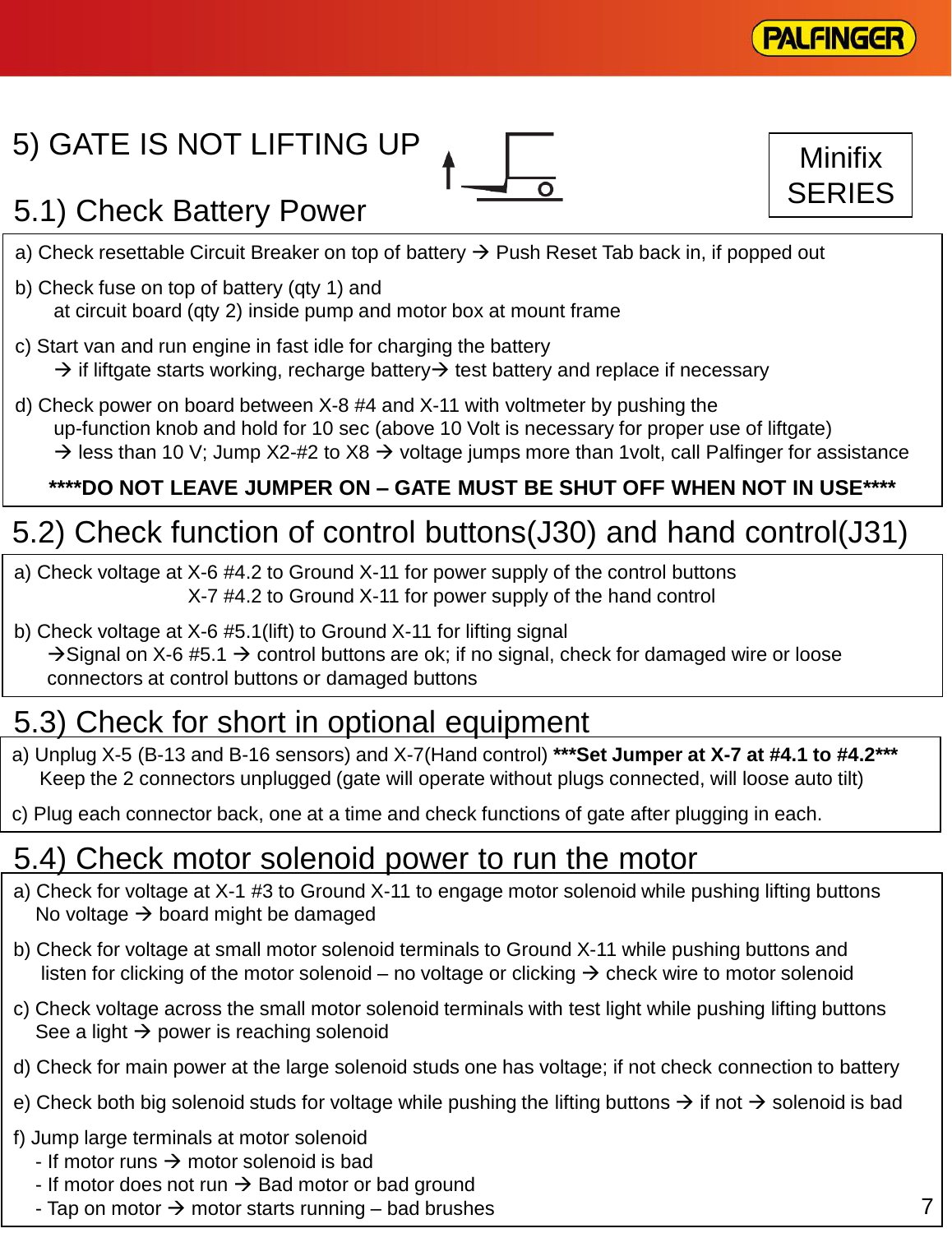# 5) GATE IS NOT LIFTING UP

Minifix SERIES

## 5.1) Check Battery Power

a) Check resettable Circuit Breaker on top of battery → Push Reset Tab back in, if popped out

b) Check fuse on top of battery (qty 1) and
   at circuit board (qty 2) inside pump and motor box at mount frame

c) Start van and run engine in fast idle for charging the battery
   → if liftgate starts working, recharge battery→ test battery and replace if necessary

d) Check power on board between X-8 #4 and X-11 with voltmeter by pushing the
   up-function knob and hold for 10 sec (above 10 Volt is necessary for proper use of liftgate)
   → less than 10 V; Jump X2-#2 to X8 → voltage jumps more than 1volt, call Palfinger for assistance

**\*\*\*\*DO NOT LEAVE JUMPER ON – GATE MUST BE SHUT OFF WHEN NOT IN USE\*\*\*\***

## 5.2) Check function of control buttons(J30) and hand control(J31)

a) Check voltage at X-6 #4.2 to Ground X-11 for power supply of the control buttons
   X-7 #4.2 to Ground X-11 for power supply of the hand control

b) Check voltage at X-6 #5.1(lift) to Ground X-11 for lifting signal
   →Signal on X-6 #5.1 → control buttons are ok; if no signal, check for damaged wire or loose connectors at control buttons or damaged buttons

## 5.3) Check for short in optional equipment

a) Unplug X-5 (B-13 and B-16 sensors) and X-7(Hand control) **\*\*\*Set Jumper at X-7 at #4.1 to #4.2\*\*\***
   Keep the 2 connectors unplugged (gate will operate without plugs connected, will loose auto tilt)

c) Plug each connector back, one at a time and check functions of gate after plugging in each.

## 5.4) Check motor solenoid power to run the motor

a) Check for voltage at X-1 #3 to Ground X-11 to engage motor solenoid while pushing lifting buttons
   No voltage → board might be damaged

b) Check for voltage at small motor solenoid terminals to Ground X-11 while pushing buttons and
   listen for clicking of the motor solenoid – no voltage or clicking → check wire to motor solenoid

c) Check voltage across the small motor solenoid terminals with test light while pushing lifting buttons
   See a light → power is reaching solenoid

d) Check for main power at the large solenoid studs one has voltage; if not check connection to battery

e) Check both big solenoid studs for voltage while pushing the lifting buttons → if not → solenoid is bad

f) Jump large terminals at motor solenoid
   - If motor runs → motor solenoid is bad
   - If motor does not run → Bad motor or bad ground
   - Tap on motor → motor starts running – bad brushes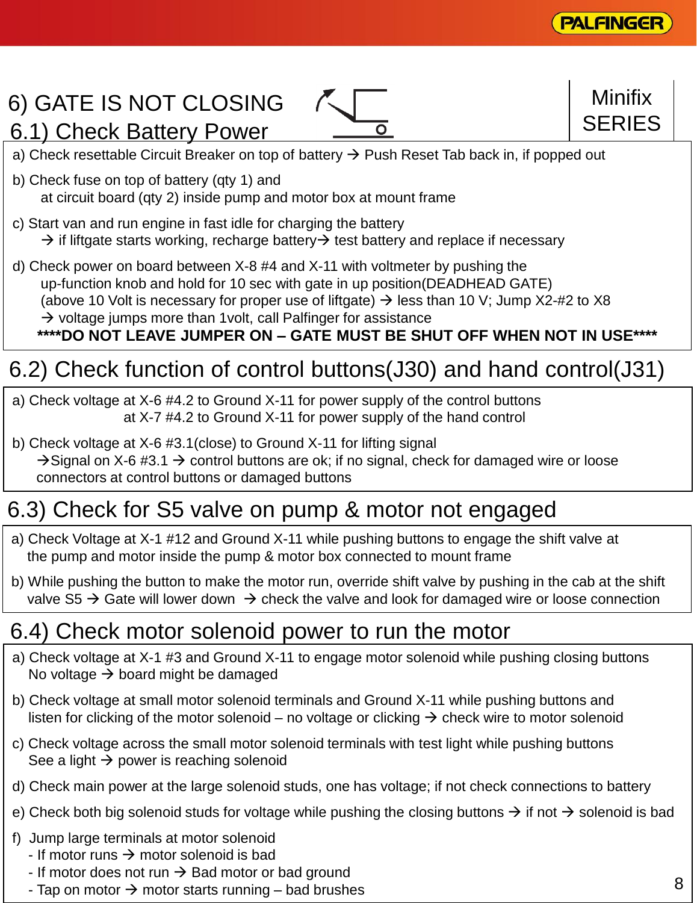Minifix SERIES

# 6) GATE IS NOT CLOSING

## 6.1) Check Battery Power

a) Check resettable Circuit Breaker on top of battery → Push Reset Tab back in, if popped out

b) Check fuse on top of battery (qty 1) and
   at circuit board (qty 2) inside pump and motor box at mount frame

c) Start van and run engine in fast idle for charging the battery
   → if liftgate starts working, recharge battery→ test battery and replace if necessary

d) Check power on board between X-8 #4 and X-11 with voltmeter by pushing the
   up-function knob and hold for 10 sec with gate in up position(DEADHEAD GATE)
   (above 10 Volt is necessary for proper use of liftgate) → less than 10 V; Jump X2-#2 to X8
   → voltage jumps more than 1volt, call Palfinger for assistance

**\*\*\*\*DO NOT LEAVE JUMPER ON – GATE MUST BE SHUT OFF WHEN NOT IN USE\*\*\*\***

## 6.2) Check function of control buttons(J30) and hand control(J31)

a) Check voltage at X-6 #4.2 to Ground X-11 for power supply of the control buttons
   at X-7 #4.2 to Ground X-11 for power supply of the hand control

b) Check voltage at X-6 #3.1(close) to Ground X-11 for lifting signal
   →Signal on X-6 #3.1 → control buttons are ok; if no signal, check for damaged wire or loose connectors at control buttons or damaged buttons

## 6.3) Check for S5 valve on pump & motor not engaged

a) Check Voltage at X-1 #12 and Ground X-11 while pushing buttons to engage the shift valve at the pump and motor inside the pump & motor box connected to mount frame

b) While pushing the button to make the motor run, override shift valve by pushing in the cab at the shift valve S5 → Gate will lower down → check the valve and look for damaged wire or loose connection

## 6.4) Check motor solenoid power to run the motor

a) Check voltage at X-1 #3 and Ground X-11 to engage motor solenoid while pushing closing buttons
   No voltage → board might be damaged

b) Check voltage at small motor solenoid terminals and Ground X-11 while pushing buttons and listen for clicking of the motor solenoid – no voltage or clicking → check wire to motor solenoid

c) Check voltage across the small motor solenoid terminals with test light while pushing buttons
   See a light → power is reaching solenoid

d) Check main power at the large solenoid studs, one has voltage; if not check connections to battery

e) Check both big solenoid studs for voltage while pushing the closing buttons → if not → solenoid is bad

f) Jump large terminals at motor solenoid
   - If motor runs → motor solenoid is bad
   - If motor does not run → Bad motor or bad ground
   - Tap on motor → motor starts running – bad brushes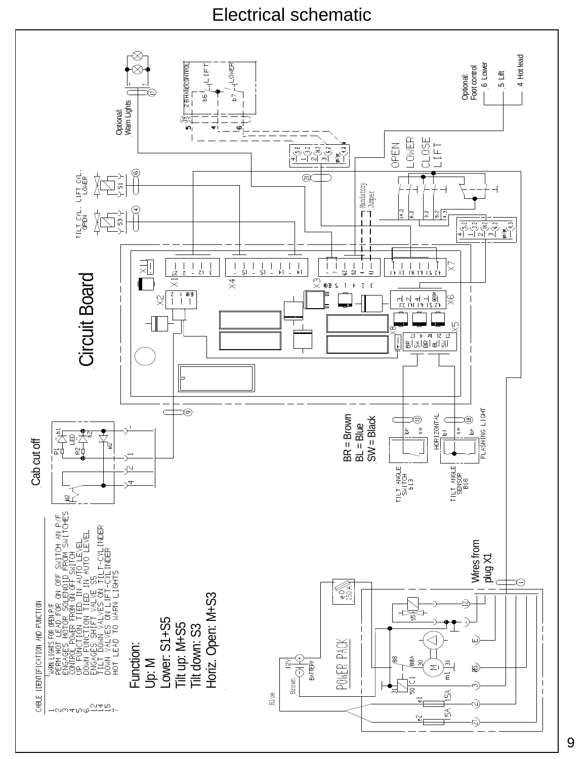# Electrical schematic

Circuit Board

Optional:
Warn Lights

Optional:
Foot control
6 Lower
5 Lift
4 Hot lead

Cab cut off

BR = Brown
BL = Blue
SW = Black

Wires from plug X1

CABLE IDENTIFICATION AND FUNCTION

1 WARN LIGHTS FOR OPEN P/F
2 PERM HOT LEAD FOR ON OFF SWITCH AN P/F
3 ENGAGES MOTOR SOLENOID FROM SWITCHES
4 CONTROL POWER FROM ON OFF SWITCH
5 UP FUNCTION TIED IN AUTO LEVEL
6 DOWN FUNCTION TIED IN AUTO LEVEL
12 ENGAGES SHIFT VALVE S5
14 TILT DOWN VALVES ON TILT-CYLINDER
15 DOWN VALVES ON LIFT-CYLINDER
7 HOT LEAD TO WARN LIGHTS

Function:
Up: M
Lower: S1+S5
Tilt up: M+S5
Tilt down: S3
Horiz. Open: M+S3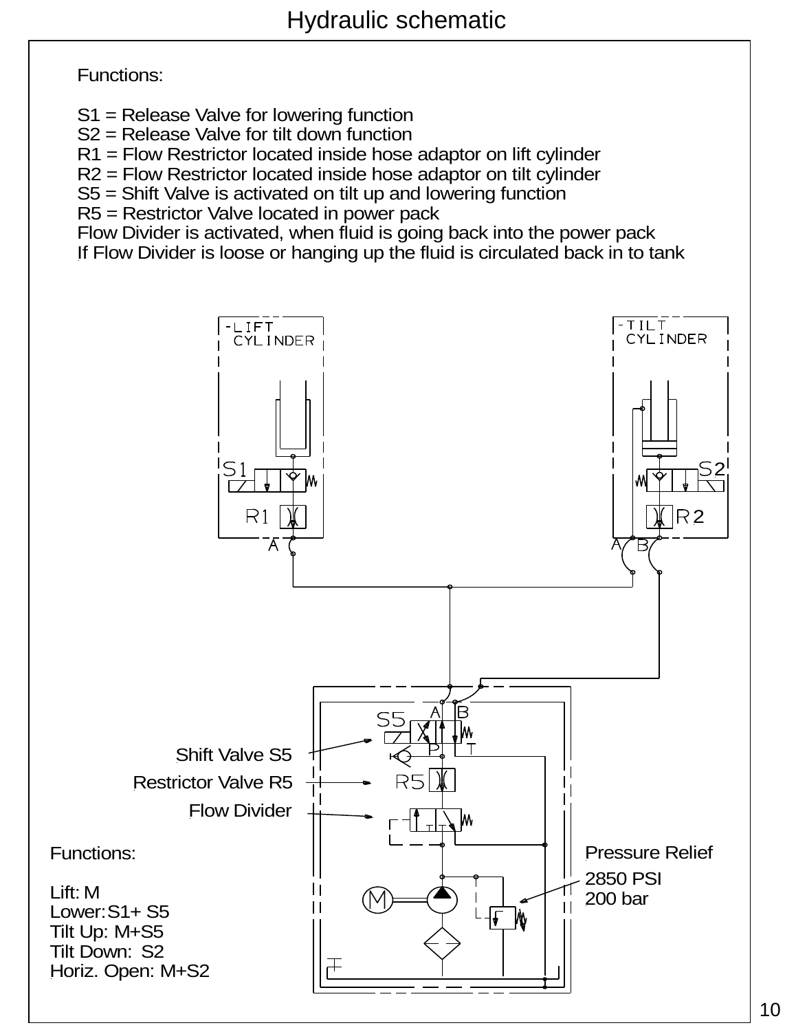# Hydraulic schematic

Functions:

S1 = Release Valve for lowering function
S2 = Release Valve for tilt down function
R1 = Flow Restrictor located inside hose adaptor on lift cylinder
R2 = Flow Restrictor located inside hose adaptor on tilt cylinder
S5 = Shift Valve is activated on tilt up and lowering function
R5 = Restrictor Valve located in power pack
Flow Divider is activated, when fluid is going back into the power pack
If Flow Divider is loose or hanging up the fluid is circulated back in to tank

-LIFT CYLINDER

S1

R1

A

-TILT CYLINDER

S2

R2

A B

S5 A B

P T

Shift Valve S5

Restrictor Valve R5

R5

Flow Divider

Pressure Relief

2850 PSI
200 bar

M

Functions:

Lift: M
Lower: S1+ S5
Tilt Up: M+S5
Tilt Down: S2
Horiz. Open: M+S2